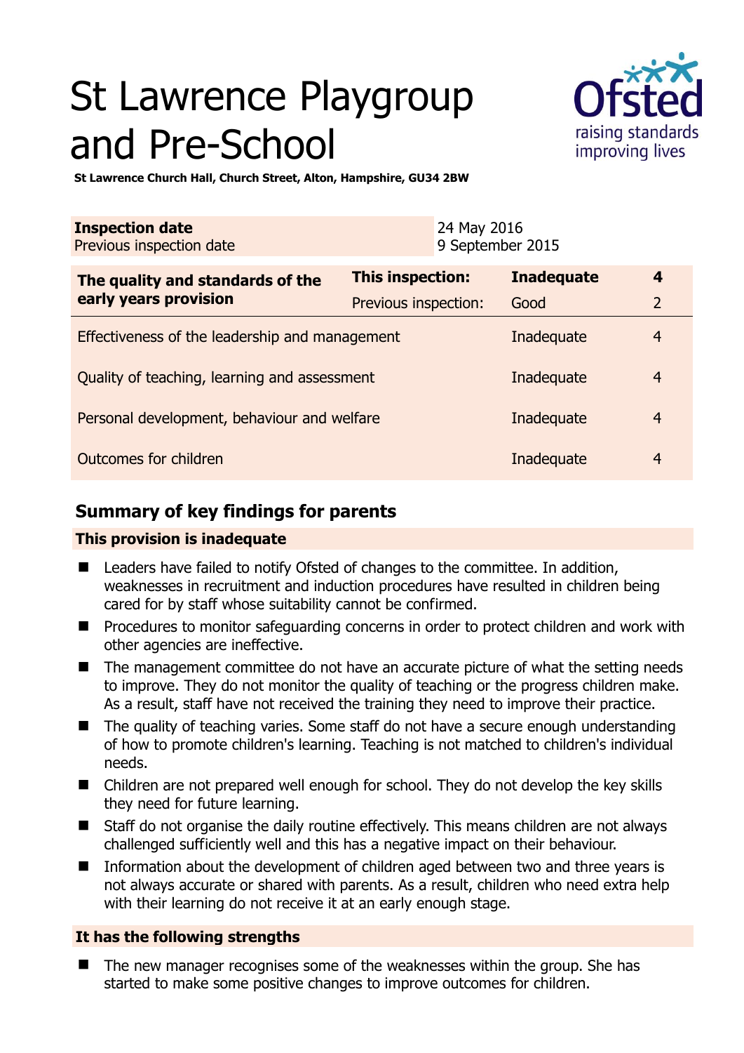# St Lawrence Playgroup and Pre-School

**St Lawrence Church Hall, Church Street, Alton, Hampshire, GU34 2BW**

| **Inspection date** | 24 May 2016 |
|---|---|
| Previous inspection date | 9 September 2015 |

| **The quality and standards of the early years provision** | **This inspection:** | **Inadequate** | **4** |
|---|---|---|---|
| | Previous inspection: | Good | 2 |
| Effectiveness of the leadership and management | | Inadequate | 4 |
| Quality of teaching, learning and assessment | | Inadequate | 4 |
| Personal development, behaviour and welfare | | Inadequate | 4 |
| Outcomes for children | | Inadequate | 4 |

## Summary of key findings for parents

**This provision is inadequate**

- Leaders have failed to notify Ofsted of changes to the committee. In addition, weaknesses in recruitment and induction procedures have resulted in children being cared for by staff whose suitability cannot be confirmed.
- Procedures to monitor safeguarding concerns in order to protect children and work with other agencies are ineffective.
- The management committee do not have an accurate picture of what the setting needs to improve. They do not monitor the quality of teaching or the progress children make. As a result, staff have not received the training they need to improve their practice.
- The quality of teaching varies. Some staff do not have a secure enough understanding of how to promote children's learning. Teaching is not matched to children's individual needs.
- Children are not prepared well enough for school. They do not develop the key skills they need for future learning.
- Staff do not organise the daily routine effectively. This means children are not always challenged sufficiently well and this has a negative impact on their behaviour.
- Information about the development of children aged between two and three years is not always accurate or shared with parents. As a result, children who need extra help with their learning do not receive it at an early enough stage.

**It has the following strengths**

- The new manager recognises some of the weaknesses within the group. She has started to make some positive changes to improve outcomes for children.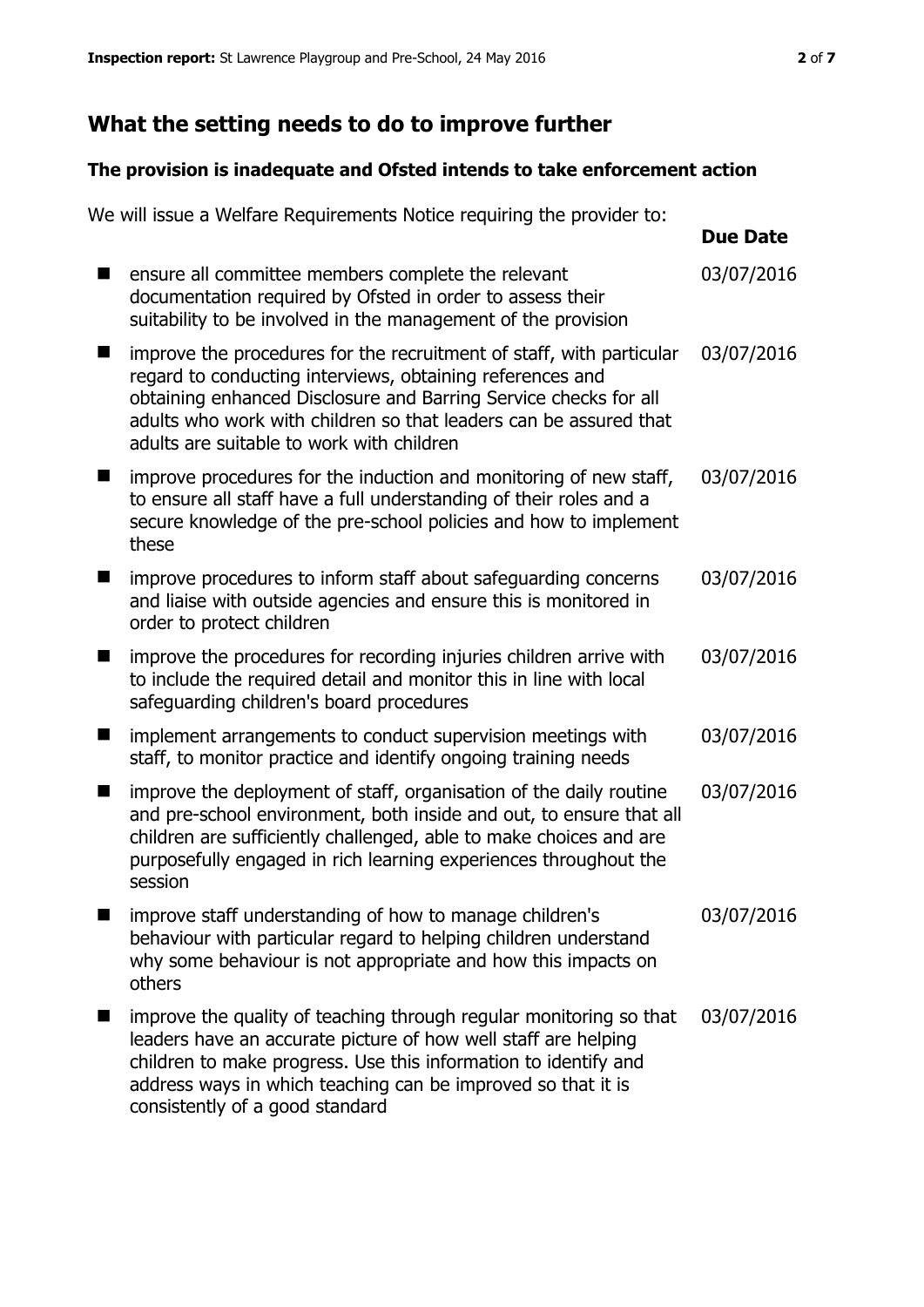## What the setting needs to do to improve further

### The provision is inadequate and Ofsted intends to take enforcement action

We will issue a Welfare Requirements Notice requiring the provider to:

| | Due Date |
|---|---|
| ensure all committee members complete the relevant documentation required by Ofsted in order to assess their suitability to be involved in the management of the provision | 03/07/2016 |
| improve the procedures for the recruitment of staff, with particular regard to conducting interviews, obtaining references and obtaining enhanced Disclosure and Barring Service checks for all adults who work with children so that leaders can be assured that adults are suitable to work with children | 03/07/2016 |
| improve procedures for the induction and monitoring of new staff, to ensure all staff have a full understanding of their roles and a secure knowledge of the pre-school policies and how to implement these | 03/07/2016 |
| improve procedures to inform staff about safeguarding concerns and liaise with outside agencies and ensure this is monitored in order to protect children | 03/07/2016 |
| improve the procedures for recording injuries children arrive with to include the required detail and monitor this in line with local safeguarding children's board procedures | 03/07/2016 |
| implement arrangements to conduct supervision meetings with staff, to monitor practice and identify ongoing training needs | 03/07/2016 |
| improve the deployment of staff, organisation of the daily routine and pre-school environment, both inside and out, to ensure that all children are sufficiently challenged, able to make choices and are purposefully engaged in rich learning experiences throughout the session | 03/07/2016 |
| improve staff understanding of how to manage children's behaviour with particular regard to helping children understand why some behaviour is not appropriate and how this impacts on others | 03/07/2016 |
| improve the quality of teaching through regular monitoring so that leaders have an accurate picture of how well staff are helping children to make progress. Use this information to identify and address ways in which teaching can be improved so that it is consistently of a good standard | 03/07/2016 |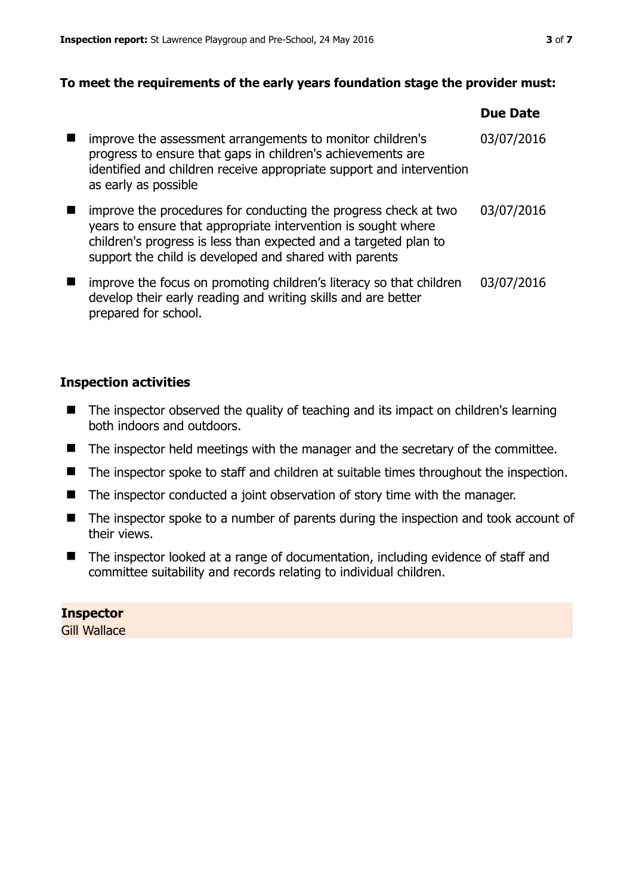**To meet the requirements of the early years foundation stage the provider must:**

| | Due Date |
|---|---|
| improve the assessment arrangements to monitor children's progress to ensure that gaps in children's achievements are identified and children receive appropriate support and intervention as early as possible | 03/07/2016 |
| improve the procedures for conducting the progress check at two years to ensure that appropriate intervention is sought where children's progress is less than expected and a targeted plan to support the child is developed and shared with parents | 03/07/2016 |
| improve the focus on promoting children's literacy so that children develop their early reading and writing skills and are better prepared for school. | 03/07/2016 |

## Inspection activities

- The inspector observed the quality of teaching and its impact on children's learning both indoors and outdoors.
- The inspector held meetings with the manager and the secretary of the committee.
- The inspector spoke to staff and children at suitable times throughout the inspection.
- The inspector conducted a joint observation of story time with the manager.
- The inspector spoke to a number of parents during the inspection and took account of their views.
- The inspector looked at a range of documentation, including evidence of staff and committee suitability and records relating to individual children.

**Inspector**
Gill Wallace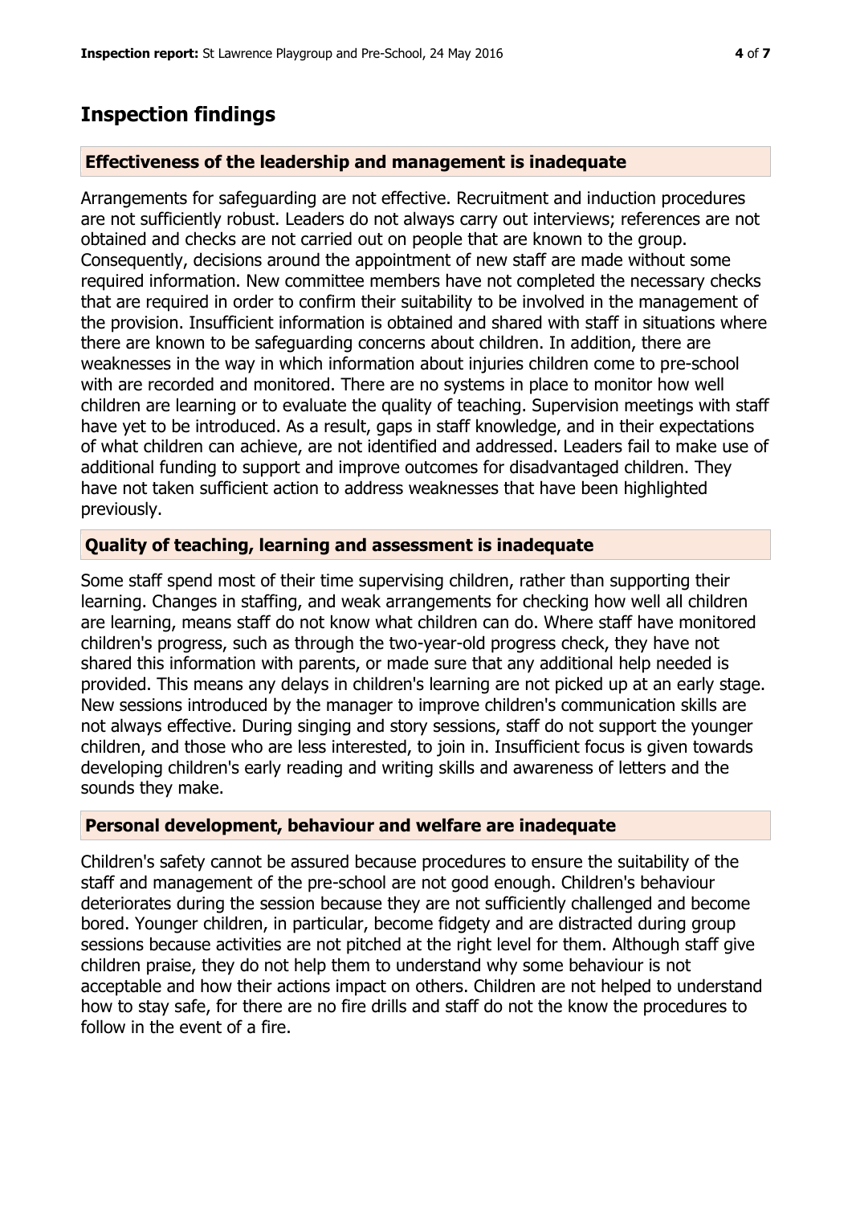## Inspection findings

### Effectiveness of the leadership and management is inadequate

Arrangements for safeguarding are not effective. Recruitment and induction procedures are not sufficiently robust. Leaders do not always carry out interviews; references are not obtained and checks are not carried out on people that are known to the group. Consequently, decisions around the appointment of new staff are made without some required information. New committee members have not completed the necessary checks that are required in order to confirm their suitability to be involved in the management of the provision. Insufficient information is obtained and shared with staff in situations where there are known to be safeguarding concerns about children. In addition, there are weaknesses in the way in which information about injuries children come to pre-school with are recorded and monitored. There are no systems in place to monitor how well children are learning or to evaluate the quality of teaching. Supervision meetings with staff have yet to be introduced. As a result, gaps in staff knowledge, and in their expectations of what children can achieve, are not identified and addressed. Leaders fail to make use of additional funding to support and improve outcomes for disadvantaged children. They have not taken sufficient action to address weaknesses that have been highlighted previously.

### Quality of teaching, learning and assessment is inadequate

Some staff spend most of their time supervising children, rather than supporting their learning. Changes in staffing, and weak arrangements for checking how well all children are learning, means staff do not know what children can do. Where staff have monitored children's progress, such as through the two-year-old progress check, they have not shared this information with parents, or made sure that any additional help needed is provided. This means any delays in children's learning are not picked up at an early stage. New sessions introduced by the manager to improve children's communication skills are not always effective. During singing and story sessions, staff do not support the younger children, and those who are less interested, to join in. Insufficient focus is given towards developing children's early reading and writing skills and awareness of letters and the sounds they make.

### Personal development, behaviour and welfare are inadequate

Children's safety cannot be assured because procedures to ensure the suitability of the staff and management of the pre-school are not good enough. Children's behaviour deteriorates during the session because they are not sufficiently challenged and become bored. Younger children, in particular, become fidgety and are distracted during group sessions because activities are not pitched at the right level for them. Although staff give children praise, they do not help them to understand why some behaviour is not acceptable and how their actions impact on others. Children are not helped to understand how to stay safe, for there are no fire drills and staff do not the know the procedures to follow in the event of a fire.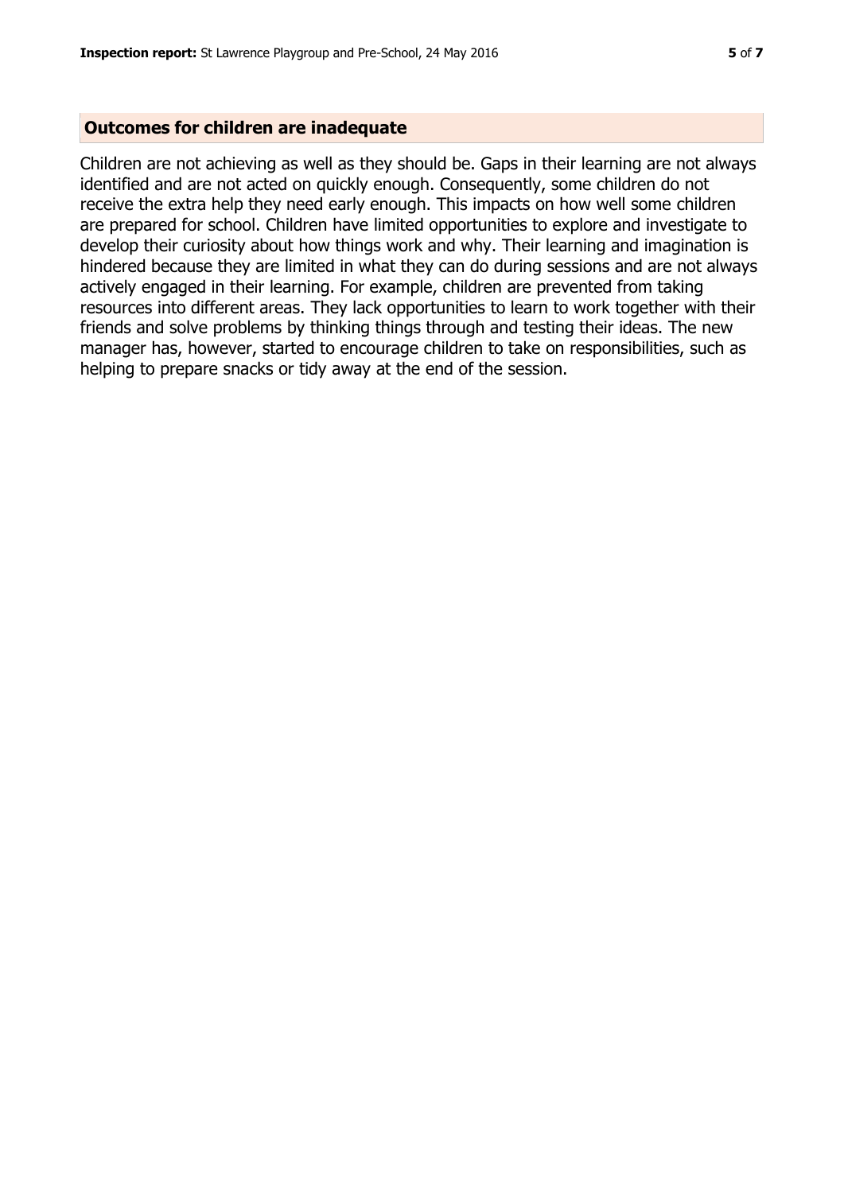## Outcomes for children are inadequate

Children are not achieving as well as they should be. Gaps in their learning are not always identified and are not acted on quickly enough. Consequently, some children do not receive the extra help they need early enough. This impacts on how well some children are prepared for school. Children have limited opportunities to explore and investigate to develop their curiosity about how things work and why. Their learning and imagination is hindered because they are limited in what they can do during sessions and are not always actively engaged in their learning. For example, children are prevented from taking resources into different areas. They lack opportunities to learn to work together with their friends and solve problems by thinking things through and testing their ideas. The new manager has, however, started to encourage children to take on responsibilities, such as helping to prepare snacks or tidy away at the end of the session.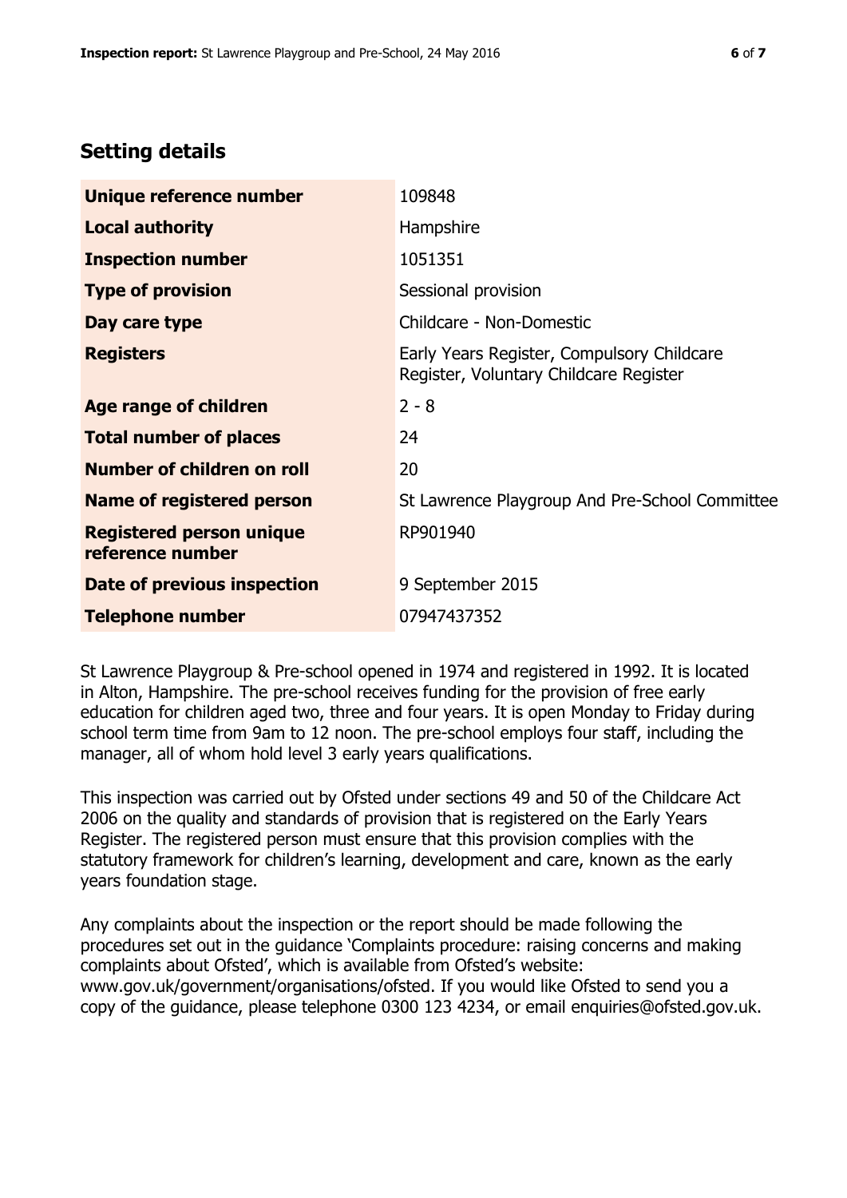## Setting details

| | |
|---|---|
| **Unique reference number** | 109848 |
| **Local authority** | Hampshire |
| **Inspection number** | 1051351 |
| **Type of provision** | Sessional provision |
| **Day care type** | Childcare - Non-Domestic |
| **Registers** | Early Years Register, Compulsory Childcare Register, Voluntary Childcare Register |
| **Age range of children** | 2 - 8 |
| **Total number of places** | 24 |
| **Number of children on roll** | 20 |
| **Name of registered person** | St Lawrence Playgroup And Pre-School Committee |
| **Registered person unique reference number** | RP901940 |
| **Date of previous inspection** | 9 September 2015 |
| **Telephone number** | 07947437352 |

St Lawrence Playgroup & Pre-school opened in 1974 and registered in 1992. It is located in Alton, Hampshire. The pre-school receives funding for the provision of free early education for children aged two, three and four years. It is open Monday to Friday during school term time from 9am to 12 noon. The pre-school employs four staff, including the manager, all of whom hold level 3 early years qualifications.

This inspection was carried out by Ofsted under sections 49 and 50 of the Childcare Act 2006 on the quality and standards of provision that is registered on the Early Years Register. The registered person must ensure that this provision complies with the statutory framework for children's learning, development and care, known as the early years foundation stage.

Any complaints about the inspection or the report should be made following the procedures set out in the guidance 'Complaints procedure: raising concerns and making complaints about Ofsted', which is available from Ofsted's website: www.gov.uk/government/organisations/ofsted. If you would like Ofsted to send you a copy of the guidance, please telephone 0300 123 4234, or email enquiries@ofsted.gov.uk.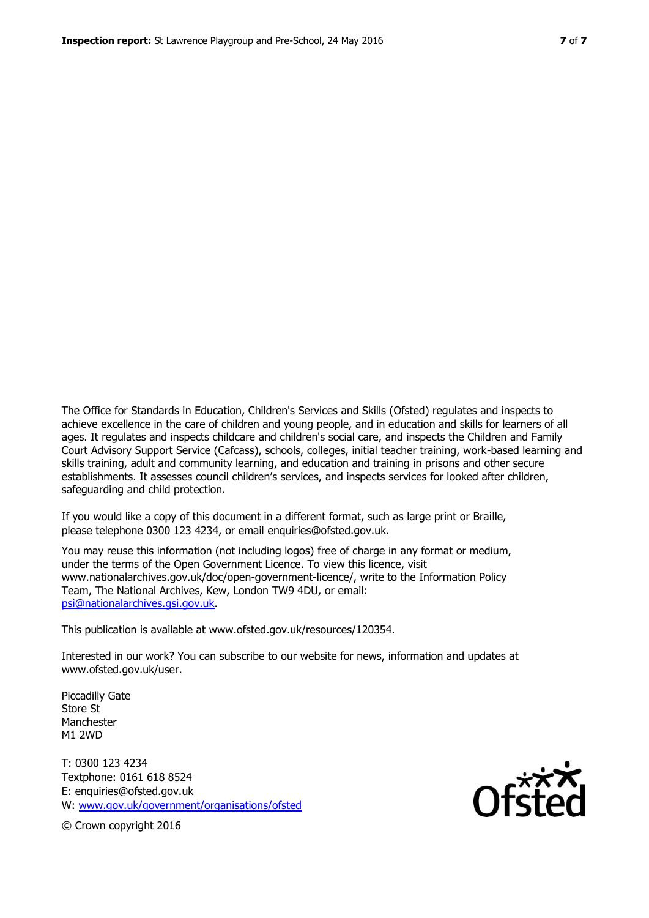The Office for Standards in Education, Children's Services and Skills (Ofsted) regulates and inspects to achieve excellence in the care of children and young people, and in education and skills for learners of all ages. It regulates and inspects childcare and children's social care, and inspects the Children and Family Court Advisory Support Service (Cafcass), schools, colleges, initial teacher training, work-based learning and skills training, adult and community learning, and education and training in prisons and other secure establishments. It assesses council children's services, and inspects services for looked after children, safeguarding and child protection.

If you would like a copy of this document in a different format, such as large print or Braille, please telephone 0300 123 4234, or email enquiries@ofsted.gov.uk.

You may reuse this information (not including logos) free of charge in any format or medium, under the terms of the Open Government Licence. To view this licence, visit www.nationalarchives.gov.uk/doc/open-government-licence/, write to the Information Policy Team, The National Archives, Kew, London TW9 4DU, or email: psi@nationalarchives.gsi.gov.uk.

This publication is available at www.ofsted.gov.uk/resources/120354.

Interested in our work? You can subscribe to our website for news, information and updates at www.ofsted.gov.uk/user.

Piccadilly Gate
Store St
Manchester
M1 2WD

T: 0300 123 4234
Textphone: 0161 618 8524
E: enquiries@ofsted.gov.uk
W: www.gov.uk/government/organisations/ofsted

© Crown copyright 2016

Ofsted